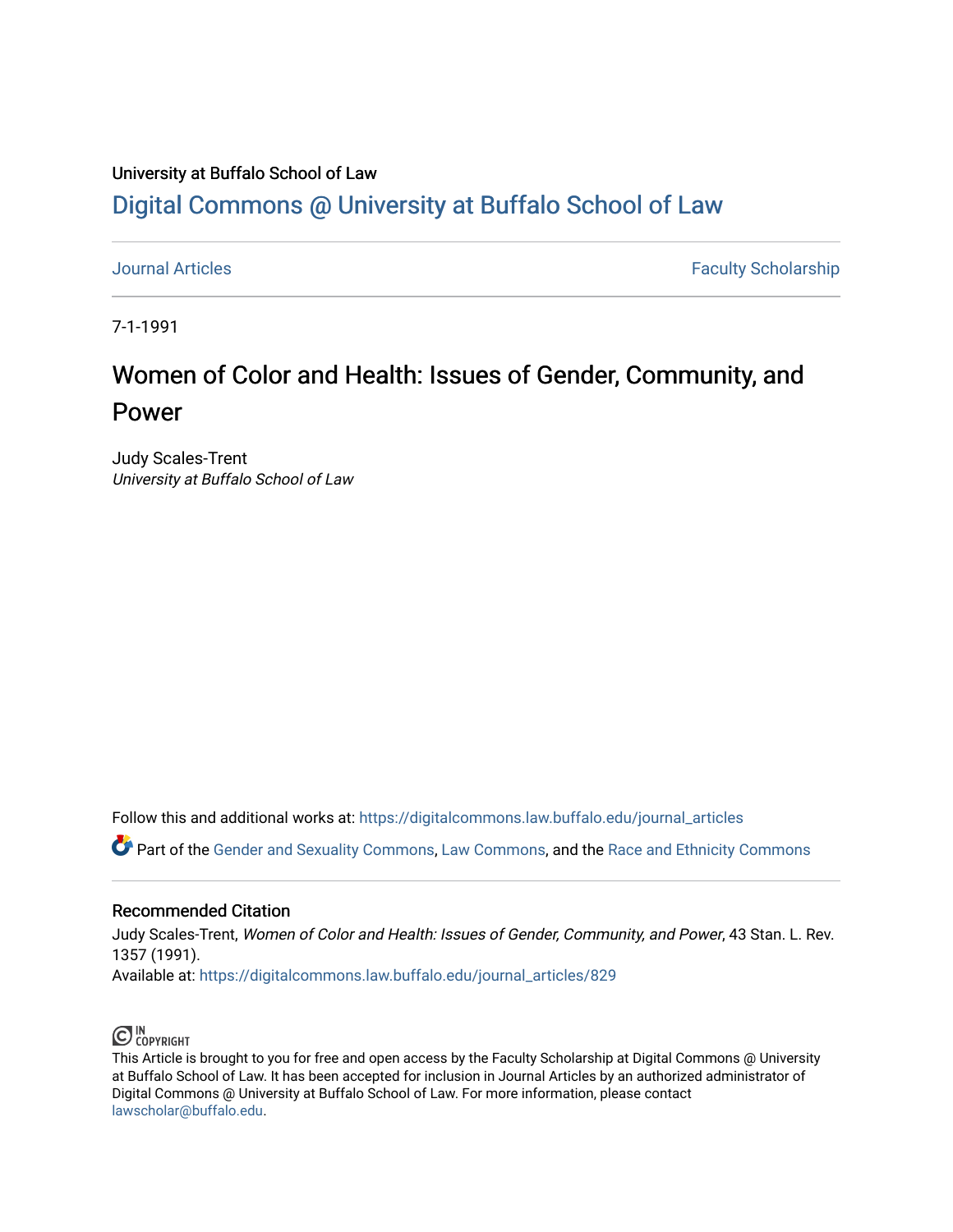University at Buffalo School of Law

# Digital Commons @ University at Buffalo School of Law

Journal Articles | Faculty Scholarship

7-1-1991

## Women of Color and Health: Issues of Gender, Community, and Power

Judy Scales-Trent
*University at Buffalo School of Law*

Follow this and additional works at: https://digitalcommons.law.buffalo.edu/journal_articles

Part of the Gender and Sexuality Commons, Law Commons, and the Race and Ethnicity Commons

### Recommended Citation

Judy Scales-Trent, *Women of Color and Health: Issues of Gender, Community, and Power*, 43 Stan. L. Rev. 1357 (1991).
Available at: https://digitalcommons.law.buffalo.edu/journal_articles/829

IN COPYRIGHT

This Article is brought to you for free and open access by the Faculty Scholarship at Digital Commons @ University at Buffalo School of Law. It has been accepted for inclusion in Journal Articles by an authorized administrator of Digital Commons @ University at Buffalo School of Law. For more information, please contact lawscholar@buffalo.edu.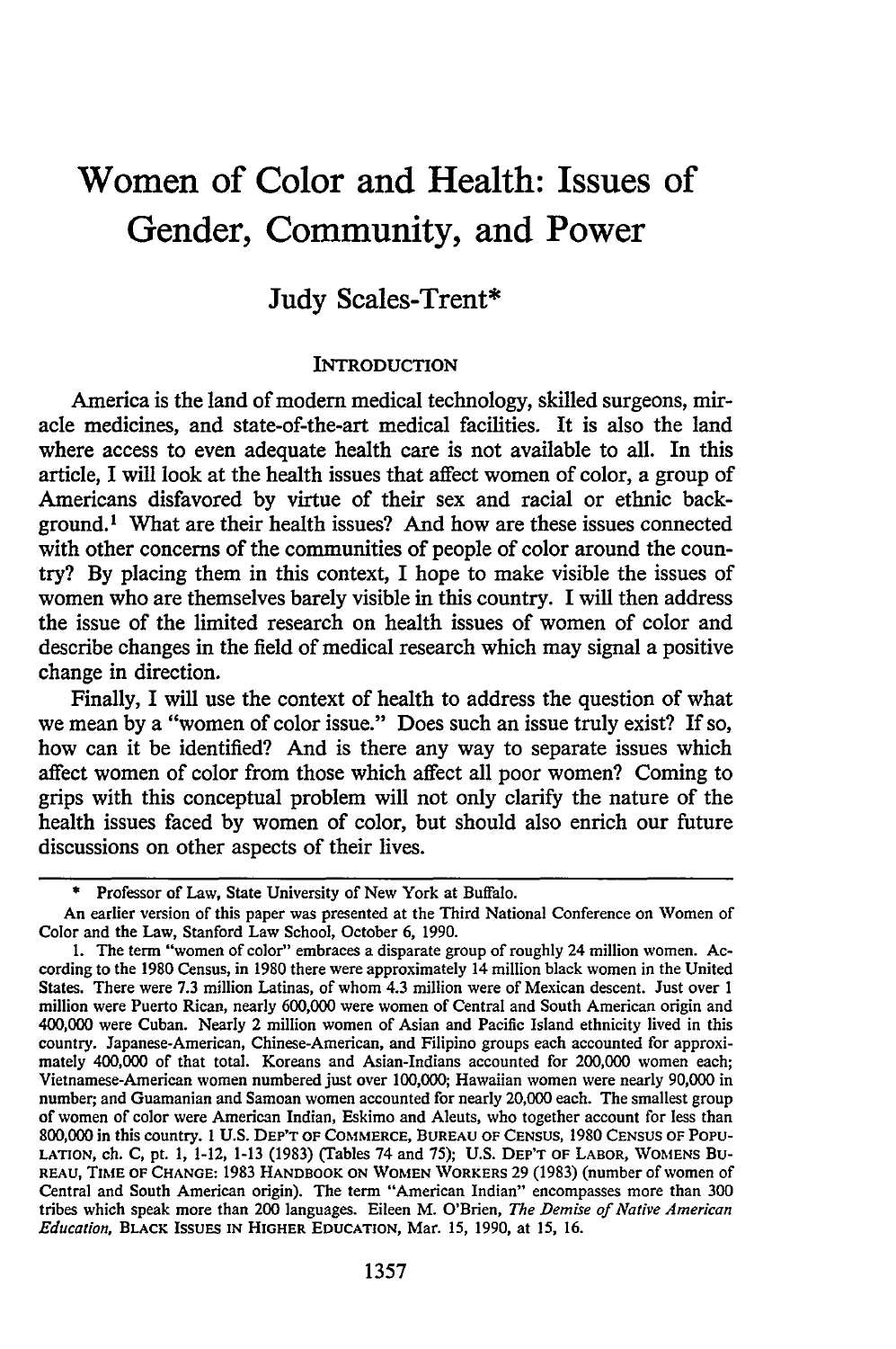# Women of Color and Health: Issues of Gender, Community, and Power

Judy Scales-Trent*

## INTRODUCTION

America is the land of modern medical technology, skilled surgeons, miracle medicines, and state-of-the-art medical facilities. It is also the land where access to even adequate health care is not available to all. In this article, I will look at the health issues that affect women of color, a group of Americans disfavored by virtue of their sex and racial or ethnic background.[1] What are their health issues? And how are these issues connected with other concerns of the communities of people of color around the country? By placing them in this context, I hope to make visible the issues of women who are themselves barely visible in this country. I will then address the issue of the limited research on health issues of women of color and describe changes in the field of medical research which may signal a positive change in direction.

Finally, I will use the context of health to address the question of what we mean by a "women of color issue." Does such an issue truly exist? If so, how can it be identified? And is there any way to separate issues which affect women of color from those which affect all poor women? Coming to grips with this conceptual problem will not only clarify the nature of the health issues faced by women of color, but should also enrich our future discussions on other aspects of their lives.

---

\* Professor of Law, State University of New York at Buffalo.

An earlier version of this paper was presented at the Third National Conference on Women of Color and the Law, Stanford Law School, October 6, 1990.

1. The term "women of color" embraces a disparate group of roughly 24 million women. According to the 1980 Census, in 1980 there were approximately 14 million black women in the United States. There were 7.3 million Latinas, of whom 4.3 million were of Mexican descent. Just over 1 million were Puerto Rican, nearly 600,000 were women of Central and South American origin and 400,000 were Cuban. Nearly 2 million women of Asian and Pacific Island ethnicity lived in this country. Japanese-American, Chinese-American, and Filipino groups each accounted for approximately 400,000 of that total. Koreans and Asian-Indians accounted for 200,000 women each; Vietnamese-American women numbered just over 100,000; Hawaiian women were nearly 90,000 in number; and Guamanian and Samoan women accounted for nearly 20,000 each. The smallest group of women of color were American Indian, Eskimo and Aleuts, who together account for less than 800,000 in this country. 1 U.S. DEP'T OF COMMERCE, BUREAU OF CENSUS, 1980 CENSUS OF POPULATION, ch. C, pt. 1, 1-12, 1-13 (1983) (Tables 74 and 75); U.S. DEP'T OF LABOR, WOMENS BUREAU, TIME OF CHANGE: 1983 HANDBOOK ON WOMEN WORKERS 29 (1983) (number of women of Central and South American origin). The term "American Indian" encompasses more than 300 tribes which speak more than 200 languages. Eileen M. O'Brien, *The Demise of Native American Education*, BLACK ISSUES IN HIGHER EDUCATION, Mar. 15, 1990, at 15, 16.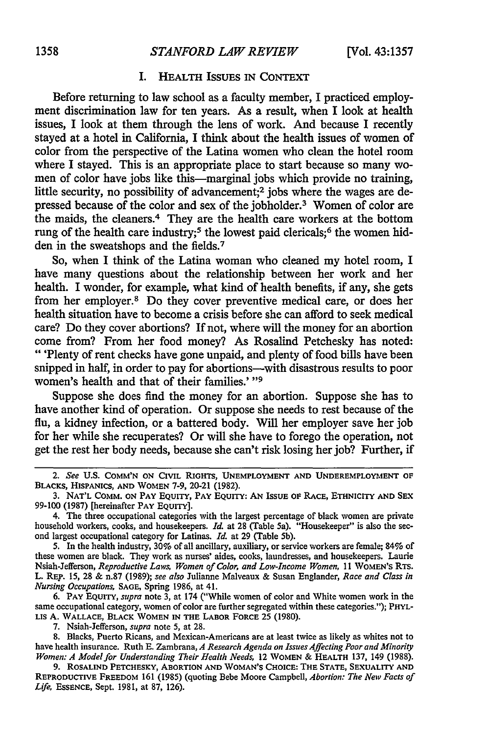## I. Health Issues in Context

Before returning to law school as a faculty member, I practiced employment discrimination law for ten years. As a result, when I look at health issues, I look at them through the lens of work. And because I recently stayed at a hotel in California, I think about the health issues of women of color from the perspective of the Latina women who clean the hotel room where I stayed. This is an appropriate place to start because so many women of color have jobs like this—marginal jobs which provide no training, little security, no possibility of advancement;[2] jobs where the wages are depressed because of the color and sex of the jobholder.[3] Women of color are the maids, the cleaners.[4] They are the health care workers at the bottom rung of the health care industry;[5] the lowest paid clericals;[6] the women hidden in the sweatshops and the fields.[7]

So, when I think of the Latina woman who cleaned my hotel room, I have many questions about the relationship between her work and her health. I wonder, for example, what kind of health benefits, if any, she gets from her employer.[8] Do they cover preventive medical care, or does her health situation have to become a crisis before she can afford to seek medical care? Do they cover abortions? If not, where will the money for an abortion come from? From her food money? As Rosalind Petchesky has noted: " 'Plenty of rent checks have gone unpaid, and plenty of food bills have been snipped in half, in order to pay for abortions—with disastrous results to poor women's health and that of their families.' "[9]

Suppose she does find the money for an abortion. Suppose she has to have another kind of operation. Or suppose she needs to rest because of the flu, a kidney infection, or a battered body. Will her employer save her job for her while she recuperates? Or will she have to forego the operation, not get the rest her body needs, because she can't risk losing her job? Further, if

---

2. *See* U.S. Comm'n on Civil Rights, Unemployment and Underemployment of Blacks, Hispanics, and Women 7-9, 20-21 (1982).

3. Nat'l Comm. on Pay Equity, Pay Equity: An Issue of Race, Ethnicity and Sex 99-100 (1987) [hereinafter Pay Equity].

4. The three occupational categories with the largest percentage of black women are private household workers, cooks, and housekeepers. *Id.* at 28 (Table 5a). "Housekeeper" is also the second largest occupational category for Latinas. *Id.* at 29 (Table 5b).

5. In the health industry, 30% of all ancillary, auxiliary, or service workers are female; 84% of these women are black. They work as nurses' aides, cooks, laundresses, and housekeepers. Laurie Nsiah-Jefferson, *Reproductive Laws, Women of Color, and Low-Income Women*, 11 Women's Rts. L. Rep. 15, 28 & n.87 (1989); *see also* Julianne Malveaux & Susan Englander, *Race and Class in Nursing Occupations*, Sage, Spring 1986, at 41.

6. Pay Equity, *supra* note 3, at 174 ("While women of color and White women work in the same occupational category, women of color are further segregated within these categories."); Phyllis A. Wallace, Black Women in the Labor Force 25 (1980).

7. Nsiah-Jefferson, *supra* note 5, at 28.

8. Blacks, Puerto Ricans, and Mexican-Americans are at least twice as likely as whites not to have health insurance. Ruth E. Zambrana, *A Research Agenda on Issues Affecting Poor and Minority Women: A Model for Understanding Their Health Needs*, 12 Women & Health 137, 149 (1988).

9. Rosalind Petchesky, Abortion and Woman's Choice: The State, Sexuality and Reproductive Freedom 161 (1985) (quoting Bebe Moore Campbell, *Abortion: The New Facts of Life*, Essence, Sept. 1981, at 87, 126).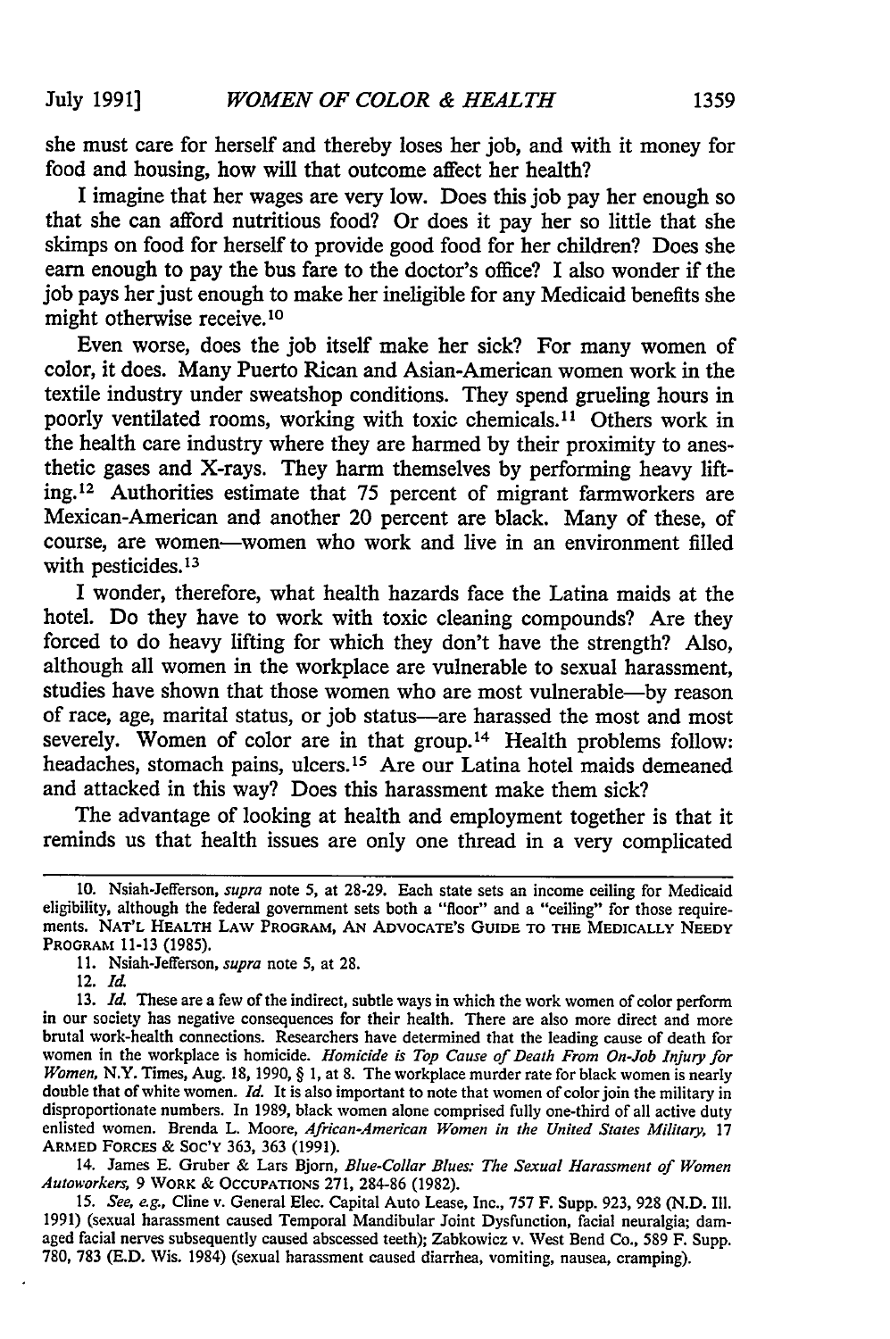she must care for herself and thereby loses her job, and with it money for food and housing, how will that outcome affect her health?

I imagine that her wages are very low. Does this job pay her enough so that she can afford nutritious food? Or does it pay her so little that she skimps on food for herself to provide good food for her children? Does she earn enough to pay the bus fare to the doctor's office? I also wonder if the job pays her just enough to make her ineligible for any Medicaid benefits she might otherwise receive.[10]

Even worse, does the job itself make her sick? For many women of color, it does. Many Puerto Rican and Asian-American women work in the textile industry under sweatshop conditions. They spend grueling hours in poorly ventilated rooms, working with toxic chemicals.[11] Others work in the health care industry where they are harmed by their proximity to anesthetic gases and X-rays. They harm themselves by performing heavy lifting.[12] Authorities estimate that 75 percent of migrant farmworkers are Mexican-American and another 20 percent are black. Many of these, of course, are women—women who work and live in an environment filled with pesticides.[13]

I wonder, therefore, what health hazards face the Latina maids at the hotel. Do they have to work with toxic cleaning compounds? Are they forced to do heavy lifting for which they don't have the strength? Also, although all women in the workplace are vulnerable to sexual harassment, studies have shown that those women who are most vulnerable—by reason of race, age, marital status, or job status—are harassed the most and most severely. Women of color are in that group.[14] Health problems follow: headaches, stomach pains, ulcers.[15] Are our Latina hotel maids demeaned and attacked in this way? Does this harassment make them sick?

The advantage of looking at health and employment together is that it reminds us that health issues are only one thread in a very complicated

---

10. Nsiah-Jefferson, *supra* note 5, at 28-29. Each state sets an income ceiling for Medicaid eligibility, although the federal government sets both a "floor" and a "ceiling" for those requirements. NAT'L HEALTH LAW PROGRAM, AN ADVOCATE'S GUIDE TO THE MEDICALLY NEEDY PROGRAM 11-13 (1985).

11. Nsiah-Jefferson, *supra* note 5, at 28.

12. *Id.*

13. *Id.* These are a few of the indirect, subtle ways in which the work women of color perform in our society has negative consequences for their health. There are also more direct and more brutal work-health connections. Researchers have determined that the leading cause of death for women in the workplace is homicide. *Homicide is Top Cause of Death From On-Job Injury for Women*, N.Y. Times, Aug. 18, 1990, § 1, at 8. The workplace murder rate for black women is nearly double that of white women. *Id.* It is also important to note that women of color join the military in disproportionate numbers. In 1989, black women alone comprised fully one-third of all active duty enlisted women. Brenda L. Moore, *African-American Women in the United States Military*, 17 ARMED FORCES & SOC'Y 363, 363 (1991).

14. James E. Gruber & Lars Bjorn, *Blue-Collar Blues: The Sexual Harassment of Women Autoworkers*, 9 WORK & OCCUPATIONS 271, 284-86 (1982).

15. *See, e.g.*, Cline v. General Elec. Capital Auto Lease, Inc., 757 F. Supp. 923, 928 (N.D. Ill. 1991) (sexual harassment caused Temporal Mandibular Joint Dysfunction, facial neuralgia; damaged facial nerves subsequently caused abscessed teeth); Zabkowicz v. West Bend Co., 589 F. Supp. 780, 783 (E.D. Wis. 1984) (sexual harassment caused diarrhea, vomiting, nausea, cramping).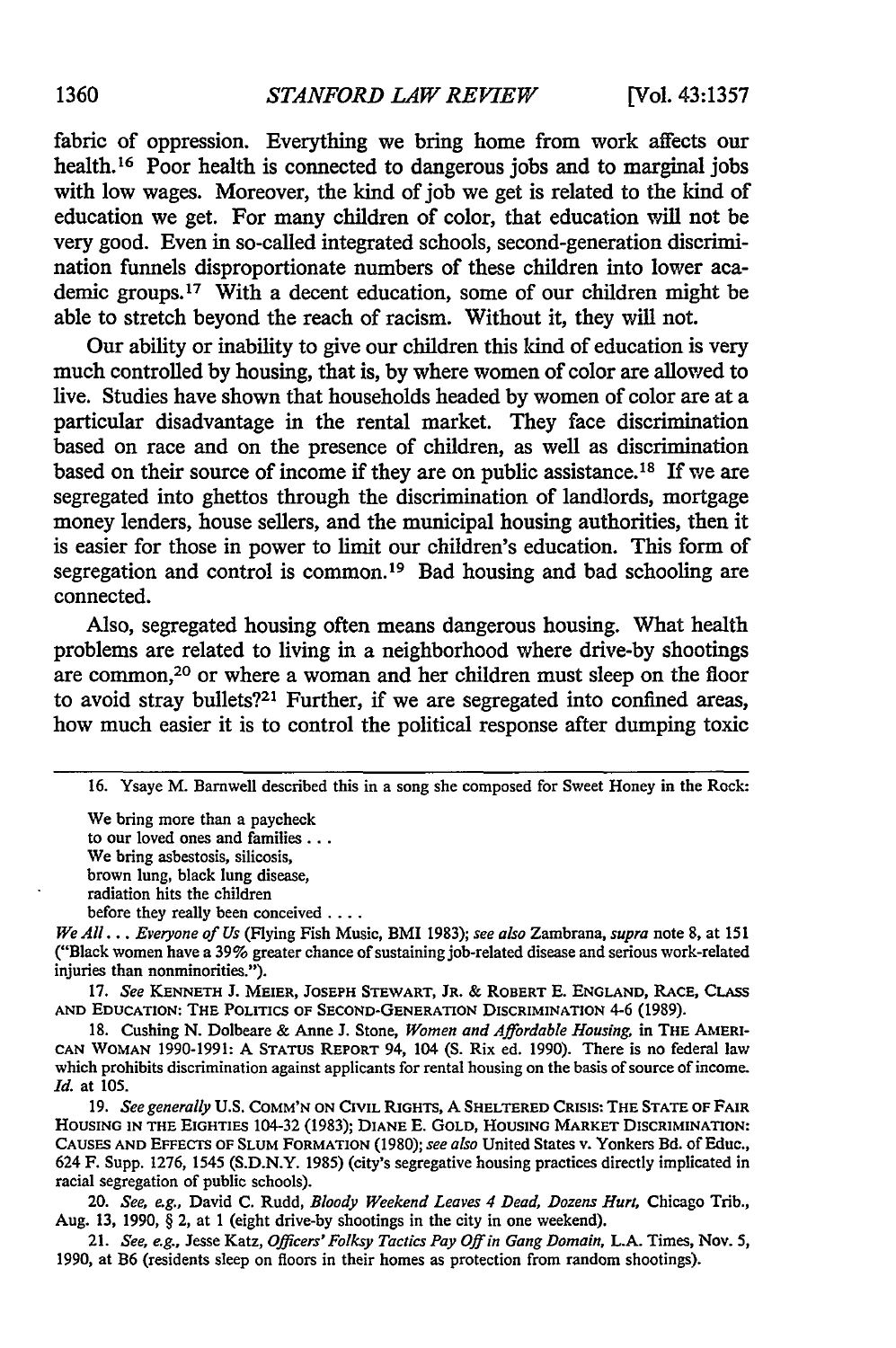fabric of oppression. Everything we bring home from work affects our health.[16] Poor health is connected to dangerous jobs and to marginal jobs with low wages. Moreover, the kind of job we get is related to the kind of education we get. For many children of color, that education will not be very good. Even in so-called integrated schools, second-generation discrimination funnels disproportionate numbers of these children into lower academic groups.[17] With a decent education, some of our children might be able to stretch beyond the reach of racism. Without it, they will not.

Our ability or inability to give our children this kind of education is very much controlled by housing, that is, by where women of color are allowed to live. Studies have shown that households headed by women of color are at a particular disadvantage in the rental market. They face discrimination based on race and on the presence of children, as well as discrimination based on their source of income if they are on public assistance.[18] If we are segregated into ghettos through the discrimination of landlords, mortgage money lenders, house sellers, and the municipal housing authorities, then it is easier for those in power to limit our children's education. This form of segregation and control is common.[19] Bad housing and bad schooling are connected.

Also, segregated housing often means dangerous housing. What health problems are related to living in a neighborhood where drive-by shootings are common,[20] or where a woman and her children must sleep on the floor to avoid stray bullets?[21] Further, if we are segregated into confined areas, how much easier it is to control the political response after dumping toxic

---

16. Ysaye M. Barnwell described this in a song she composed for Sweet Honey in the Rock:

> We bring more than a paycheck
> to our loved ones and families . . .
> We bring asbestosis, silicosis,
> brown lung, black lung disease,
> radiation hits the children
> before they really been conceived . . . .

*We All . . . Everyone of Us* (Flying Fish Music, BMI 1983); *see also* Zambrana, *supra* note 8, at 151 ("Black women have a 39% greater chance of sustaining job-related disease and serious work-related injuries than nonminorities.").

17. *See* KENNETH J. MEIER, JOSEPH STEWART, JR. & ROBERT E. ENGLAND, RACE, CLASS AND EDUCATION: THE POLITICS OF SECOND-GENERATION DISCRIMINATION 4-6 (1989).

18. Cushing N. Dolbeare & Anne J. Stone, *Women and Affordable Housing*, in THE AMERICAN WOMAN 1990-1991: A STATUS REPORT 94, 104 (S. Rix ed. 1990). There is no federal law which prohibits discrimination against applicants for rental housing on the basis of source of income. *Id.* at 105.

19. *See generally* U.S. COMM'N ON CIVIL RIGHTS, A SHELTERED CRISIS: THE STATE OF FAIR HOUSING IN THE EIGHTIES 104-32 (1983); DIANE E. GOLD, HOUSING MARKET DISCRIMINATION: CAUSES AND EFFECTS OF SLUM FORMATION (1980); *see also* United States v. Yonkers Bd. of Educ., 624 F. Supp. 1276, 1545 (S.D.N.Y. 1985) (city's segregative housing practices directly implicated in racial segregation of public schools).

20. *See, e.g.*, David C. Rudd, *Bloody Weekend Leaves 4 Dead, Dozens Hurt*, Chicago Trib., Aug. 13, 1990, § 2, at 1 (eight drive-by shootings in the city in one weekend).

21. *See, e.g.*, Jesse Katz, *Officers' Folksy Tactics Pay Off in Gang Domain*, L.A. Times, Nov. 5, 1990, at B6 (residents sleep on floors in their homes as protection from random shootings).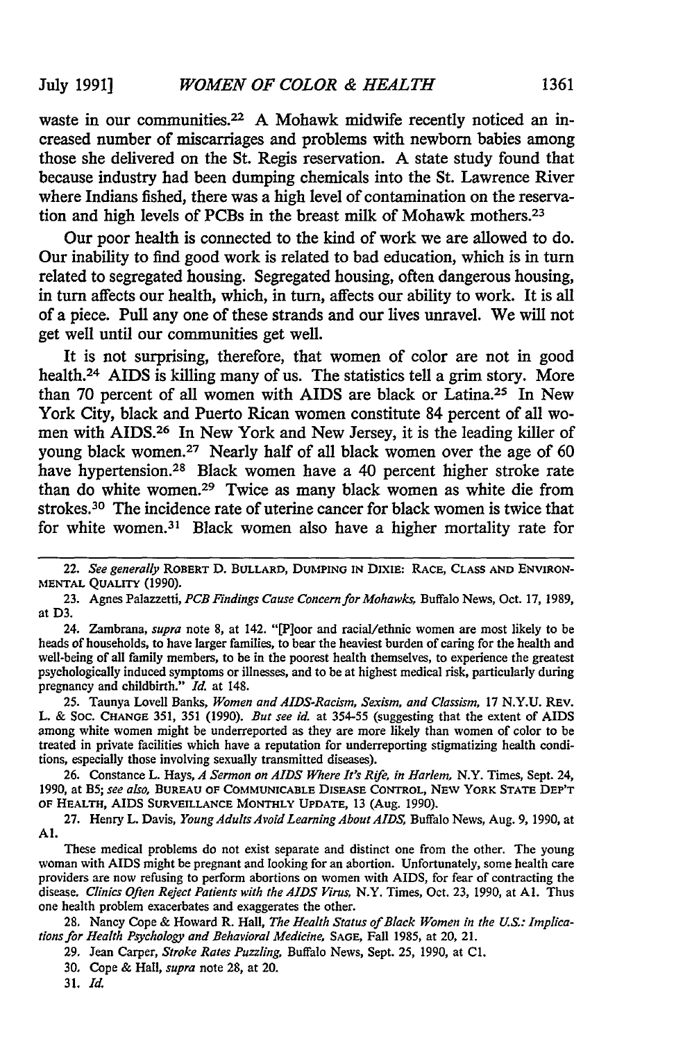waste in our communities.[22] A Mohawk midwife recently noticed an increased number of miscarriages and problems with newborn babies among those she delivered on the St. Regis reservation. A state study found that because industry had been dumping chemicals into the St. Lawrence River where Indians fished, there was a high level of contamination on the reservation and high levels of PCBs in the breast milk of Mohawk mothers.[23]

Our poor health is connected to the kind of work we are allowed to do. Our inability to find good work is related to bad education, which is in turn related to segregated housing. Segregated housing, often dangerous housing, in turn affects our health, which, in turn, affects our ability to work. It is all of a piece. Pull any one of these strands and our lives unravel. We will not get well until our communities get well.

It is not surprising, therefore, that women of color are not in good health.[24] AIDS is killing many of us. The statistics tell a grim story. More than 70 percent of all women with AIDS are black or Latina.[25] In New York City, black and Puerto Rican women constitute 84 percent of all women with AIDS.[26] In New York and New Jersey, it is the leading killer of young black women.[27] Nearly half of all black women over the age of 60 have hypertension.[28] Black women have a 40 percent higher stroke rate than do white women.[29] Twice as many black women as white die from strokes.[30] The incidence rate of uterine cancer for black women is twice that for white women.[31] Black women also have a higher mortality rate for

---

22. *See generally* ROBERT D. BULLARD, DUMPING IN DIXIE: RACE, CLASS AND ENVIRONMENTAL QUALITY (1990).

23. Agnes Palazzetti, *PCB Findings Cause Concern for Mohawks,* Buffalo News, Oct. 17, 1989, at D3.

24. Zambrana, *supra* note 8, at 142. "[P]oor and racial/ethnic women are most likely to be heads of households, to have larger families, to bear the heaviest burden of caring for the health and well-being of all family members, to be in the poorest health themselves, to experience the greatest psychologically induced symptoms or illnesses, and to be at highest medical risk, particularly during pregnancy and childbirth." *Id.* at 148.

25. Taunya Lovell Banks, *Women and AIDS-Racism, Sexism, and Classism,* 17 N.Y.U. REV. L. & SOC. CHANGE 351, 351 (1990). *But see id.* at 354-55 (suggesting that the extent of AIDS among white women might be underreported as they are more likely than women of color to be treated in private facilities which have a reputation for underreporting stigmatizing health conditions, especially those involving sexually transmitted diseases).

26. Constance L. Hays, *A Sermon on AIDS Where It's Rife, in Harlem,* N.Y. Times, Sept. 24, 1990, at B5; *see also,* BUREAU OF COMMUNICABLE DISEASE CONTROL, NEW YORK STATE DEP'T OF HEALTH, AIDS SURVEILLANCE MONTHLY UPDATE, 13 (Aug. 1990).

27. Henry L. Davis, *Young Adults Avoid Learning About AIDS,* Buffalo News, Aug. 9, 1990, at A1.

These medical problems do not exist separate and distinct one from the other. The young woman with AIDS might be pregnant and looking for an abortion. Unfortunately, some health care providers are now refusing to perform abortions on women with AIDS, for fear of contracting the disease. *Clinics Often Reject Patients with the AIDS Virus,* N.Y. Times, Oct. 23, 1990, at A1. Thus one health problem exacerbates and exaggerates the other.

28. Nancy Cope & Howard R. Hall, *The Health Status of Black Women in the U.S.: Implications for Health Psychology and Behavioral Medicine,* SAGE, Fall 1985, at 20, 21.

29. Jean Carper, *Stroke Rates Puzzling,* Buffalo News, Sept. 25, 1990, at C1.

30. Cope & Hall, *supra* note 28, at 20.

31. *Id.*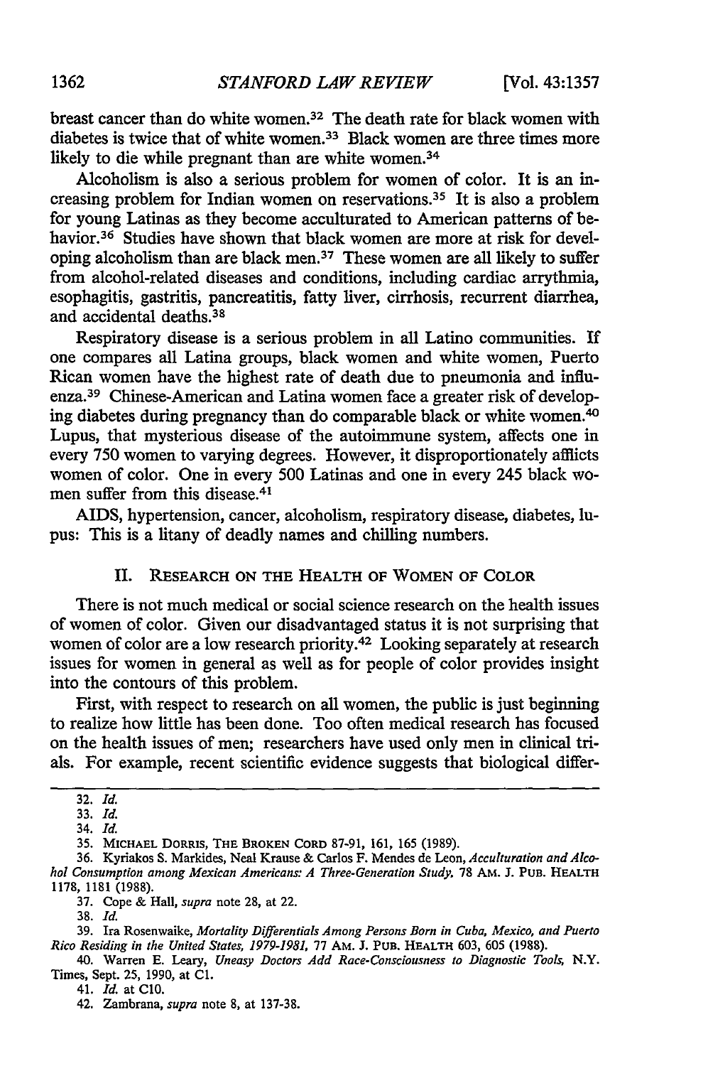breast cancer than do white women.[32] The death rate for black women with diabetes is twice that of white women.[33] Black women are three times more likely to die while pregnant than are white women.[34]

Alcoholism is also a serious problem for women of color. It is an increasing problem for Indian women on reservations.[35] It is also a problem for young Latinas as they become acculturated to American patterns of behavior.[36] Studies have shown that black women are more at risk for developing alcoholism than are black men.[37] These women are all likely to suffer from alcohol-related diseases and conditions, including cardiac arrythmia, esophagitis, gastritis, pancreatitis, fatty liver, cirrhosis, recurrent diarrhea, and accidental deaths.[38]

Respiratory disease is a serious problem in all Latino communities. If one compares all Latina groups, black women and white women, Puerto Rican women have the highest rate of death due to pneumonia and influenza.[39] Chinese-American and Latina women face a greater risk of developing diabetes during pregnancy than do comparable black or white women.[40] Lupus, that mysterious disease of the autoimmune system, affects one in every 750 women to varying degrees. However, it disproportionately afflicts women of color. One in every 500 Latinas and one in every 245 black women suffer from this disease.[41]

AIDS, hypertension, cancer, alcoholism, respiratory disease, diabetes, lupus: This is a litany of deadly names and chilling numbers.

## II. Research on the Health of Women of Color

There is not much medical or social science research on the health issues of women of color. Given our disadvantaged status it is not surprising that women of color are a low research priority.[42] Looking separately at research issues for women in general as well as for people of color provides insight into the contours of this problem.

First, with respect to research on all women, the public is just beginning to realize how little has been done. Too often medical research has focused on the health issues of men; researchers have used only men in clinical trials. For example, recent scientific evidence suggests that biological differ-

---

32. *Id.*

33. *Id.*

34. *Id.*

35. Michael Dorris, The Broken Cord 87-91, 161, 165 (1989).

36. Kyriakos S. Markides, Neal Krause & Carlos F. Mendes de Leon, *Acculturation and Alcohol Consumption among Mexican Americans: A Three-Generation Study*, 78 Am. J. Pub. Health 1178, 1181 (1988).

37. Cope & Hall, *supra* note 28, at 22.

38. *Id.*

39. Ira Rosenwaike, *Mortality Differentials Among Persons Born in Cuba, Mexico, and Puerto Rico Residing in the United States, 1979-1981*, 77 Am. J. Pub. Health 603, 605 (1988).

40. Warren E. Leary, *Uneasy Doctors Add Race-Consciousness to Diagnostic Tools*, N.Y. Times, Sept. 25, 1990, at C1.

41. *Id.* at C10.

42. Zambrana, *supra* note 8, at 137-38.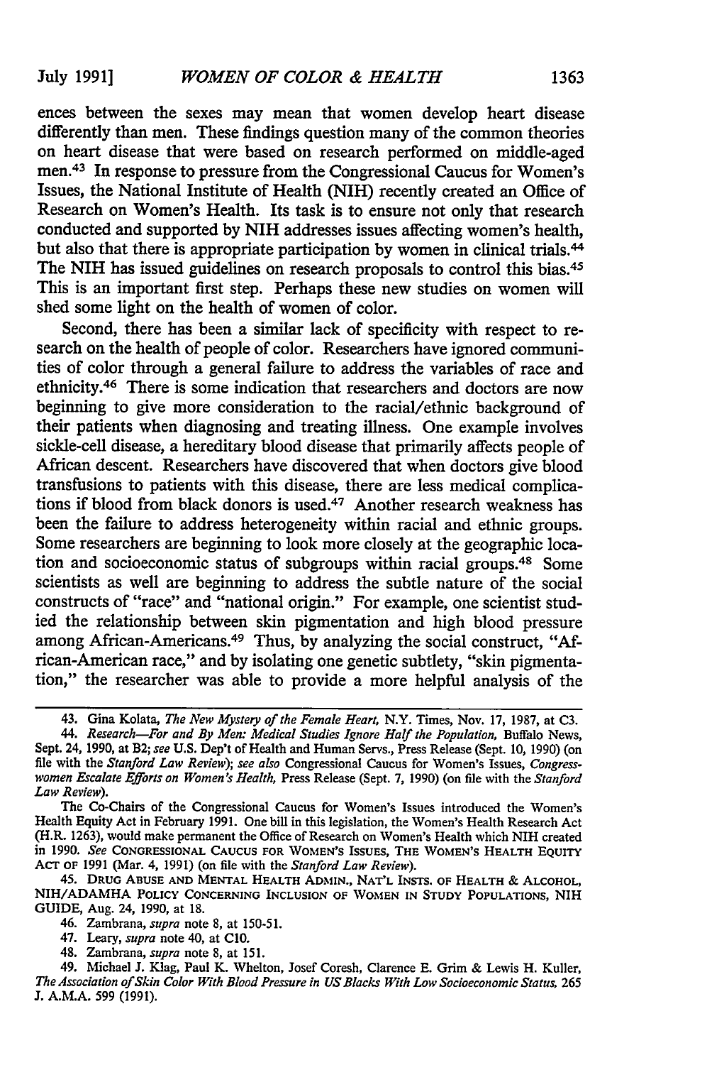ences between the sexes may mean that women develop heart disease differently than men. These findings question many of the common theories on heart disease that were based on research performed on middle-aged men.[43] In response to pressure from the Congressional Caucus for Women's Issues, the National Institute of Health (NIH) recently created an Office of Research on Women's Health. Its task is to ensure not only that research conducted and supported by NIH addresses issues affecting women's health, but also that there is appropriate participation by women in clinical trials.[44] The NIH has issued guidelines on research proposals to control this bias.[45] This is an important first step. Perhaps these new studies on women will shed some light on the health of women of color.

Second, there has been a similar lack of specificity with respect to research on the health of people of color. Researchers have ignored communities of color through a general failure to address the variables of race and ethnicity.[46] There is some indication that researchers and doctors are now beginning to give more consideration to the racial/ethnic background of their patients when diagnosing and treating illness. One example involves sickle-cell disease, a hereditary blood disease that primarily affects people of African descent. Researchers have discovered that when doctors give blood transfusions to patients with this disease, there are less medical complications if blood from black donors is used.[47] Another research weakness has been the failure to address heterogeneity within racial and ethnic groups. Some researchers are beginning to look more closely at the geographic location and socioeconomic status of subgroups within racial groups.[48] Some scientists as well are beginning to address the subtle nature of the social constructs of "race" and "national origin." For example, one scientist studied the relationship between skin pigmentation and high blood pressure among African-Americans.[49] Thus, by analyzing the social construct, "African-American race," and by isolating one genetic subtlety, "skin pigmentation," the researcher was able to provide a more helpful analysis of the

---

43. Gina Kolata, *The New Mystery of the Female Heart*, N.Y. Times, Nov. 17, 1987, at C3.

44. *Research—For and By Men: Medical Studies Ignore Half the Population*, Buffalo News, Sept. 24, 1990, at B2; *see* U.S. Dep't of Health and Human Servs., Press Release (Sept. 10, 1990) (on file with the *Stanford Law Review*); *see also* Congressional Caucus for Women's Issues, *Congresswomen Escalate Efforts on Women's Health*, Press Release (Sept. 7, 1990) (on file with the *Stanford Law Review*).

The Co-Chairs of the Congressional Caucus for Women's Issues introduced the Women's Health Equity Act in February 1991. One bill in this legislation, the Women's Health Research Act (H.R. 1263), would make permanent the Office of Research on Women's Health which NIH created in 1990. *See* CONGRESSIONAL CAUCUS FOR WOMEN'S ISSUES, THE WOMEN'S HEALTH EQUITY ACT OF 1991 (Mar. 4, 1991) (on file with the *Stanford Law Review*).

45. DRUG ABUSE AND MENTAL HEALTH ADMIN., NAT'L INSTS. OF HEALTH & ALCOHOL, NIH/ADAMHA POLICY CONCERNING INCLUSION OF WOMEN IN STUDY POPULATIONS, NIH GUIDE, Aug. 24, 1990, at 18.

46. Zambrana, *supra* note 8, at 150-51.

47. Leary, *supra* note 40, at C10.

48. Zambrana, *supra* note 8, at 151.

49. Michael J. Klag, Paul K. Whelton, Josef Coresh, Clarence E. Grim & Lewis H. Kuller, *The Association of Skin Color With Blood Pressure in US Blacks With Low Socioeconomic Status*, 265 J. A.M.A. 599 (1991).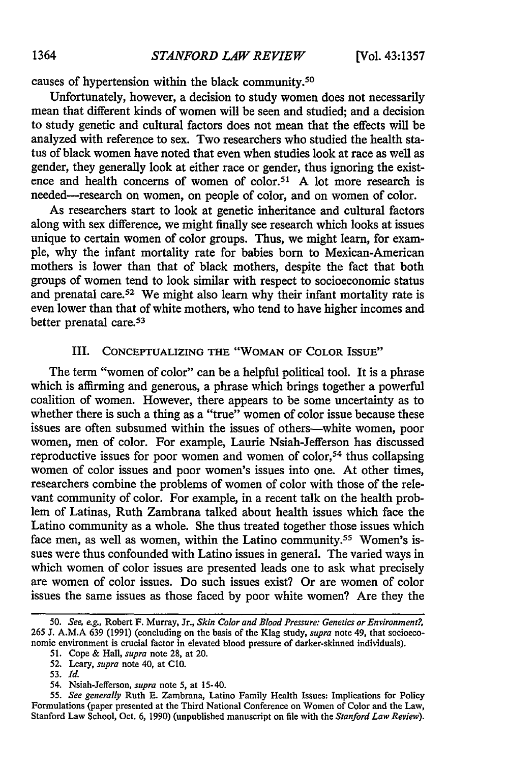causes of hypertension within the black community.[50]

Unfortunately, however, a decision to study women does not necessarily mean that different kinds of women will be seen and studied; and a decision to study genetic and cultural factors does not mean that the effects will be analyzed with reference to sex. Two researchers who studied the health status of black women have noted that even when studies look at race as well as gender, they generally look at either race or gender, thus ignoring the existence and health concerns of women of color.[51] A lot more research is needed—research on women, on people of color, and on women of color.

As researchers start to look at genetic inheritance and cultural factors along with sex difference, we might finally see research which looks at issues unique to certain women of color groups. Thus, we might learn, for example, why the infant mortality rate for babies born to Mexican-American mothers is lower than that of black mothers, despite the fact that both groups of women tend to look similar with respect to socioeconomic status and prenatal care.[52] We might also learn why their infant mortality rate is even lower than that of white mothers, who tend to have higher incomes and better prenatal care.[53]

### III. Conceptualizing the "Woman of Color Issue"

The term "women of color" can be a helpful political tool. It is a phrase which is affirming and generous, a phrase which brings together a powerful coalition of women. However, there appears to be some uncertainty as to whether there is such a thing as a "true" women of color issue because these issues are often subsumed within the issues of others—white women, poor women, men of color. For example, Laurie Nsiah-Jefferson has discussed reproductive issues for poor women and women of color,[54] thus collapsing women of color issues and poor women's issues into one. At other times, researchers combine the problems of women of color with those of the relevant community of color. For example, in a recent talk on the health problem of Latinas, Ruth Zambrana talked about health issues which face the Latino community as a whole. She thus treated together those issues which face men, as well as women, within the Latino community.[55] Women's issues were thus confounded with Latino issues in general. The varied ways in which women of color issues are presented leads one to ask what precisely are women of color issues. Do such issues exist? Or are women of color issues the same issues as those faced by poor white women? Are they the

---

50. *See, e.g.*, Robert F. Murray, Jr., *Skin Color and Blood Pressure: Genetics or Environment?*, 265 J. A.M.A 639 (1991) (concluding on the basis of the Klag study, *supra* note 49, that socioeconomic environment is crucial factor in elevated blood pressure of darker-skinned individuals).

51. Cope & Hall, *supra* note 28, at 20.

52. Leary, *supra* note 40, at C10.

53. *Id.*

54. Nsiah-Jefferson, *supra* note 5, at 15-40.

55. *See generally* Ruth E. Zambrana, Latino Family Health Issues: Implications for Policy Formulations (paper presented at the Third National Conference on Women of Color and the Law, Stanford Law School, Oct. 6, 1990) (unpublished manuscript on file with the *Stanford Law Review*).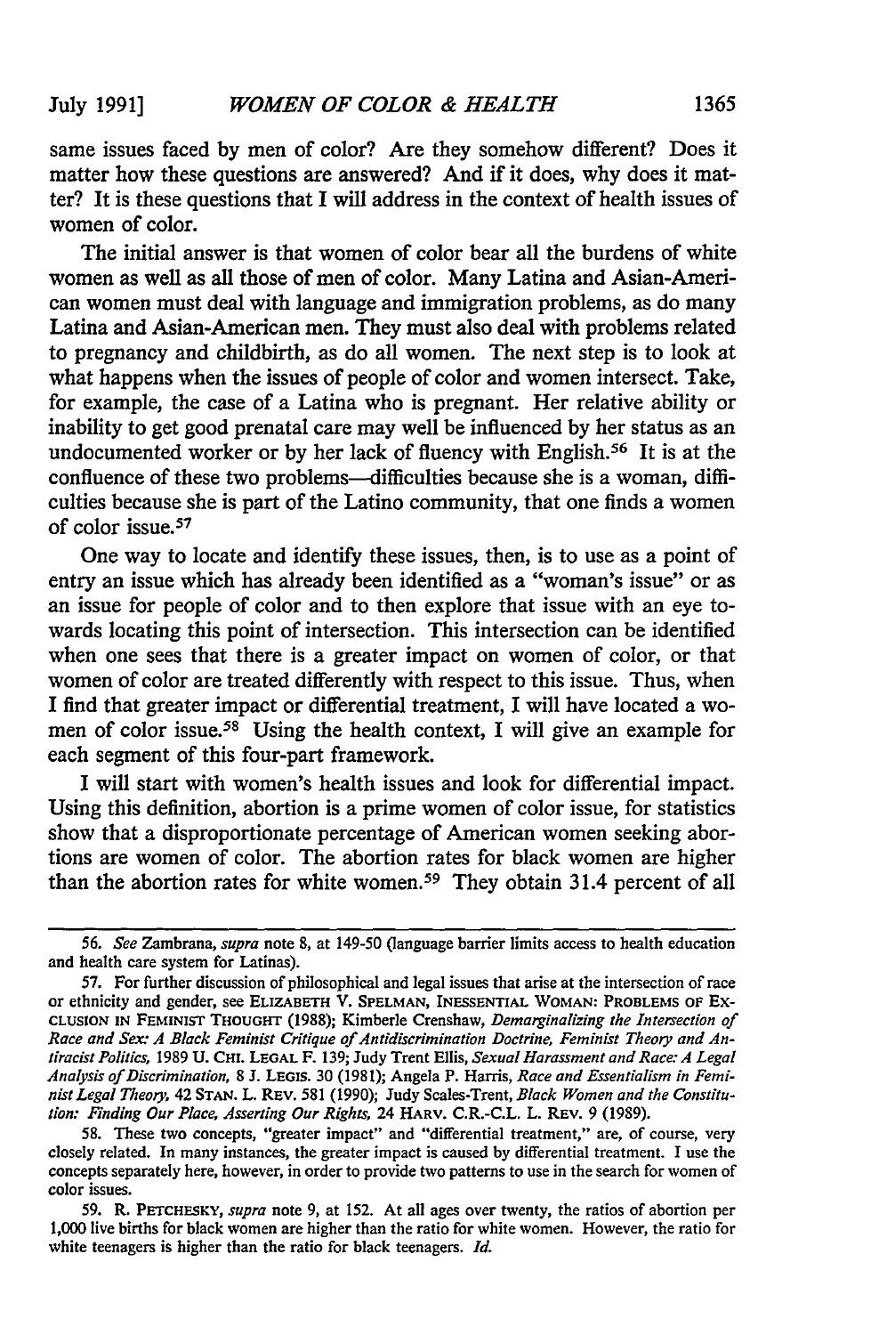same issues faced by men of color? Are they somehow different? Does it matter how these questions are answered? And if it does, why does it matter? It is these questions that I will address in the context of health issues of women of color.

The initial answer is that women of color bear all the burdens of white women as well as all those of men of color. Many Latina and Asian-American women must deal with language and immigration problems, as do many Latina and Asian-American men. They must also deal with problems related to pregnancy and childbirth, as do all women. The next step is to look at what happens when the issues of people of color and women intersect. Take, for example, the case of a Latina who is pregnant. Her relative ability or inability to get good prenatal care may well be influenced by her status as an undocumented worker or by her lack of fluency with English.[56] It is at the confluence of these two problems—difficulties because she is a woman, difficulties because she is part of the Latino community, that one finds a women of color issue.[57]

One way to locate and identify these issues, then, is to use as a point of entry an issue which has already been identified as a "woman's issue" or as an issue for people of color and to then explore that issue with an eye towards locating this point of intersection. This intersection can be identified when one sees that there is a greater impact on women of color, or that women of color are treated differently with respect to this issue. Thus, when I find that greater impact or differential treatment, I will have located a women of color issue.[58] Using the health context, I will give an example for each segment of this four-part framework.

I will start with women's health issues and look for differential impact. Using this definition, abortion is a prime women of color issue, for statistics show that a disproportionate percentage of American women seeking abortions are women of color. The abortion rates for black women are higher than the abortion rates for white women.[59] They obtain 31.4 percent of all

---

56. *See* Zambrana, *supra* note 8, at 149-50 (language barrier limits access to health education and health care system for Latinas).

57. For further discussion of philosophical and legal issues that arise at the intersection of race or ethnicity and gender, see ELIZABETH V. SPELMAN, INESSENTIAL WOMAN: PROBLEMS OF EXCLUSION IN FEMINIST THOUGHT (1988); Kimberle Crenshaw, *Demarginalizing the Intersection of Race and Sex: A Black Feminist Critique of Antidiscrimination Doctrine, Feminist Theory and Antiracist Politics,* 1989 U. CHI. LEGAL F. 139; Judy Trent Ellis, *Sexual Harassment and Race: A Legal Analysis of Discrimination,* 8 J. LEGIS. 30 (1981); Angela P. Harris, *Race and Essentialism in Feminist Legal Theory,* 42 STAN. L. REV. 581 (1990); Judy Scales-Trent, *Black Women and the Constitution: Finding Our Place, Asserting Our Rights,* 24 HARV. C.R.-C.L. L. REV. 9 (1989).

58. These two concepts, "greater impact" and "differential treatment," are, of course, very closely related. In many instances, the greater impact is caused by differential treatment. I use the concepts separately here, however, in order to provide two patterns to use in the search for women of color issues.

59. R. PETCHESKY, *supra* note 9, at 152. At all ages over twenty, the ratios of abortion per 1,000 live births for black women are higher than the ratio for white women. However, the ratio for white teenagers is higher than the ratio for black teenagers. *Id.*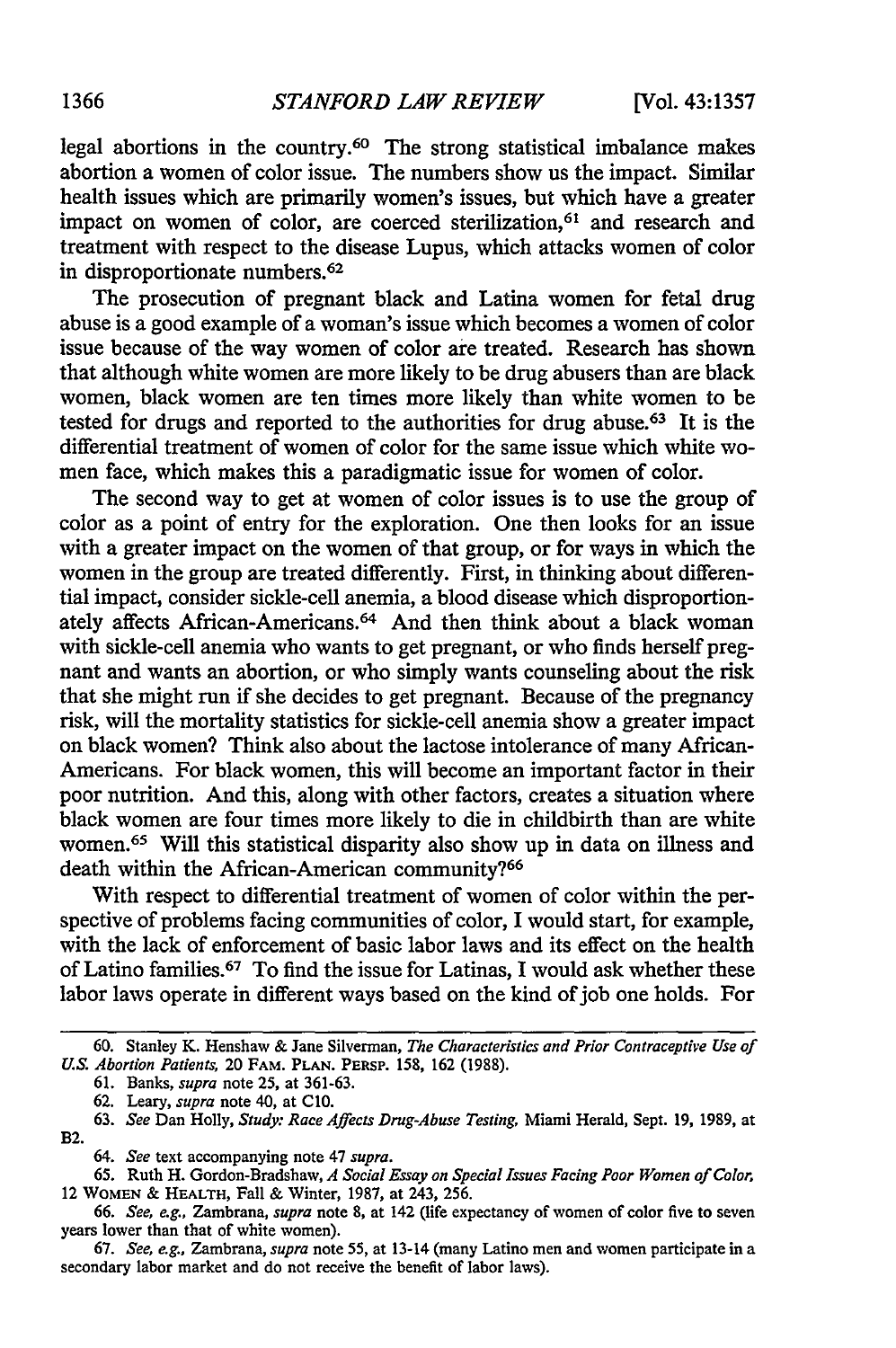legal abortions in the country.[60] The strong statistical imbalance makes abortion a women of color issue. The numbers show us the impact. Similar health issues which are primarily women's issues, but which have a greater impact on women of color, are coerced sterilization,[61] and research and treatment with respect to the disease Lupus, which attacks women of color in disproportionate numbers.[62]

The prosecution of pregnant black and Latina women for fetal drug abuse is a good example of a woman's issue which becomes a women of color issue because of the way women of color are treated. Research has shown that although white women are more likely to be drug abusers than are black women, black women are ten times more likely than white women to be tested for drugs and reported to the authorities for drug abuse.[63] It is the differential treatment of women of color for the same issue which white women face, which makes this a paradigmatic issue for women of color.

The second way to get at women of color issues is to use the group of color as a point of entry for the exploration. One then looks for an issue with a greater impact on the women of that group, or for ways in which the women in the group are treated differently. First, in thinking about differential impact, consider sickle-cell anemia, a blood disease which disproportionately affects African-Americans.[64] And then think about a black woman with sickle-cell anemia who wants to get pregnant, or who finds herself pregnant and wants an abortion, or who simply wants counseling about the risk that she might run if she decides to get pregnant. Because of the pregnancy risk, will the mortality statistics for sickle-cell anemia show a greater impact on black women? Think also about the lactose intolerance of many African-Americans. For black women, this will become an important factor in their poor nutrition. And this, along with other factors, creates a situation where black women are four times more likely to die in childbirth than are white women.[65] Will this statistical disparity also show up in data on illness and death within the African-American community?[66]

With respect to differential treatment of women of color within the perspective of problems facing communities of color, I would start, for example, with the lack of enforcement of basic labor laws and its effect on the health of Latino families.[67] To find the issue for Latinas, I would ask whether these labor laws operate in different ways based on the kind of job one holds. For

---

60. Stanley K. Henshaw & Jane Silverman, *The Characteristics and Prior Contraceptive Use of U.S. Abortion Patients*, 20 FAM. PLAN. PERSP. 158, 162 (1988).

61. Banks, *supra* note 25, at 361-63.

62. Leary, *supra* note 40, at C10.

63. *See* Dan Holly, *Study: Race Affects Drug-Abuse Testing*, Miami Herald, Sept. 19, 1989, at B2.

64. *See* text accompanying note 47 *supra*.

65. Ruth H. Gordon-Bradshaw, *A Social Essay on Special Issues Facing Poor Women of Color*, 12 WOMEN & HEALTH, Fall & Winter, 1987, at 243, 256.

66. *See, e.g.*, Zambrana, *supra* note 8, at 142 (life expectancy of women of color five to seven years lower than that of white women).

67. *See, e.g.*, Zambrana, *supra* note 55, at 13-14 (many Latino men and women participate in a secondary labor market and do not receive the benefit of labor laws).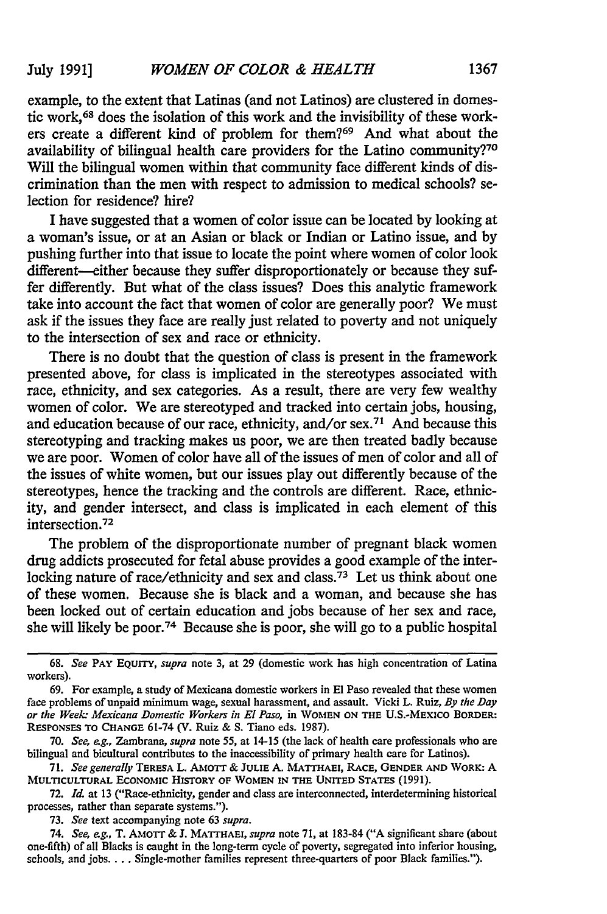example, to the extent that Latinas (and not Latinos) are clustered in domestic work,[68] does the isolation of this work and the invisibility of these workers create a different kind of problem for them?[69] And what about the availability of bilingual health care providers for the Latino community?[70] Will the bilingual women within that community face different kinds of discrimination than the men with respect to admission to medical schools? selection for residence? hire?

I have suggested that a women of color issue can be located by looking at a woman's issue, or at an Asian or black or Indian or Latino issue, and by pushing further into that issue to locate the point where women of color look different—either because they suffer disproportionately or because they suffer differently. But what of the class issues? Does this analytic framework take into account the fact that women of color are generally poor? We must ask if the issues they face are really just related to poverty and not uniquely to the intersection of sex and race or ethnicity.

There is no doubt that the question of class is present in the framework presented above, for class is implicated in the stereotypes associated with race, ethnicity, and sex categories. As a result, there are very few wealthy women of color. We are stereotyped and tracked into certain jobs, housing, and education because of our race, ethnicity, and/or sex.[71] And because this stereotyping and tracking makes us poor, we are then treated badly because we are poor. Women of color have all of the issues of men of color and all of the issues of white women, but our issues play out differently because of the stereotypes, hence the tracking and the controls are different. Race, ethnicity, and gender intersect, and class is implicated in each element of this intersection.[72]

The problem of the disproportionate number of pregnant black women drug addicts prosecuted for fetal abuse provides a good example of the interlocking nature of race/ethnicity and sex and class.[73] Let us think about one of these women. Because she is black and a woman, and because she has been locked out of certain education and jobs because of her sex and race, she will likely be poor.[74] Because she is poor, she will go to a public hospital

---

68. *See* PAY EQUITY, *supra* note 3, at 29 (domestic work has high concentration of Latina workers).

69. For example, a study of Mexicana domestic workers in El Paso revealed that these women face problems of unpaid minimum wage, sexual harassment, and assault. Vicki L. Ruiz, *By the Day or the Week: Mexicana Domestic Workers in El Paso*, in WOMEN ON THE U.S.-MEXICO BORDER: RESPONSES TO CHANGE 61-74 (V. Ruiz & S. Tiano eds. 1987).

70. *See, e.g.*, Zambrana, *supra* note 55, at 14-15 (the lack of health care professionals who are bilingual and bicultural contributes to the inaccessibility of primary health care for Latinos).

71. *See generally* TERESA L. AMOTT & JULIE A. MATTHAEI, RACE, GENDER AND WORK: A MULTICULTURAL ECONOMIC HISTORY OF WOMEN IN THE UNITED STATES (1991).

72. *Id.* at 13 ("Race-ethnicity, gender and class are interconnected, interdetermining historical processes, rather than separate systems.").

73. *See* text accompanying note 63 *supra*.

74. *See, e.g.*, T. AMOTT & J. MATTHAEI, *supra* note 71, at 183-84 ("A significant share (about one-fifth) of all Blacks is caught in the long-term cycle of poverty, segregated into inferior housing, schools, and jobs. . . . Single-mother families represent three-quarters of poor Black families.").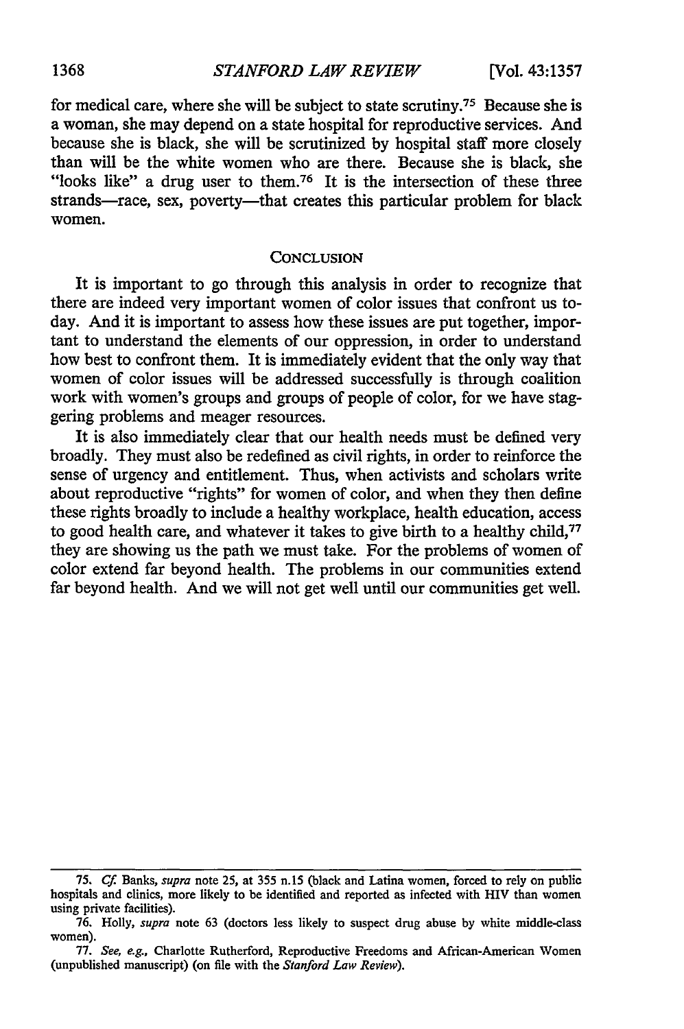for medical care, where she will be subject to state scrutiny.[75] Because she is a woman, she may depend on a state hospital for reproductive services. And because she is black, she will be scrutinized by hospital staff more closely than will be the white women who are there. Because she is black, she "looks like" a drug user to them.[76] It is the intersection of these three strands—race, sex, poverty—that creates this particular problem for black women.

## CONCLUSION

It is important to go through this analysis in order to recognize that there are indeed very important women of color issues that confront us today. And it is important to assess how these issues are put together, important to understand the elements of our oppression, in order to understand how best to confront them. It is immediately evident that the only way that women of color issues will be addressed successfully is through coalition work with women's groups and groups of people of color, for we have staggering problems and meager resources.

It is also immediately clear that our health needs must be defined very broadly. They must also be redefined as civil rights, in order to reinforce the sense of urgency and entitlement. Thus, when activists and scholars write about reproductive "rights" for women of color, and when they then define these rights broadly to include a healthy workplace, health education, access to good health care, and whatever it takes to give birth to a healthy child,[77] they are showing us the path we must take. For the problems of women of color extend far beyond health. The problems in our communities extend far beyond health. And we will not get well until our communities get well.

---

75. *Cf.* Banks, *supra* note 25, at 355 n.15 (black and Latina women, forced to rely on public hospitals and clinics, more likely to be identified and reported as infected with HIV than women using private facilities).

76. Holly, *supra* note 63 (doctors less likely to suspect drug abuse by white middle-class women).

77. *See, e.g.*, Charlotte Rutherford, Reproductive Freedoms and African-American Women (unpublished manuscript) (on file with the *Stanford Law Review*).